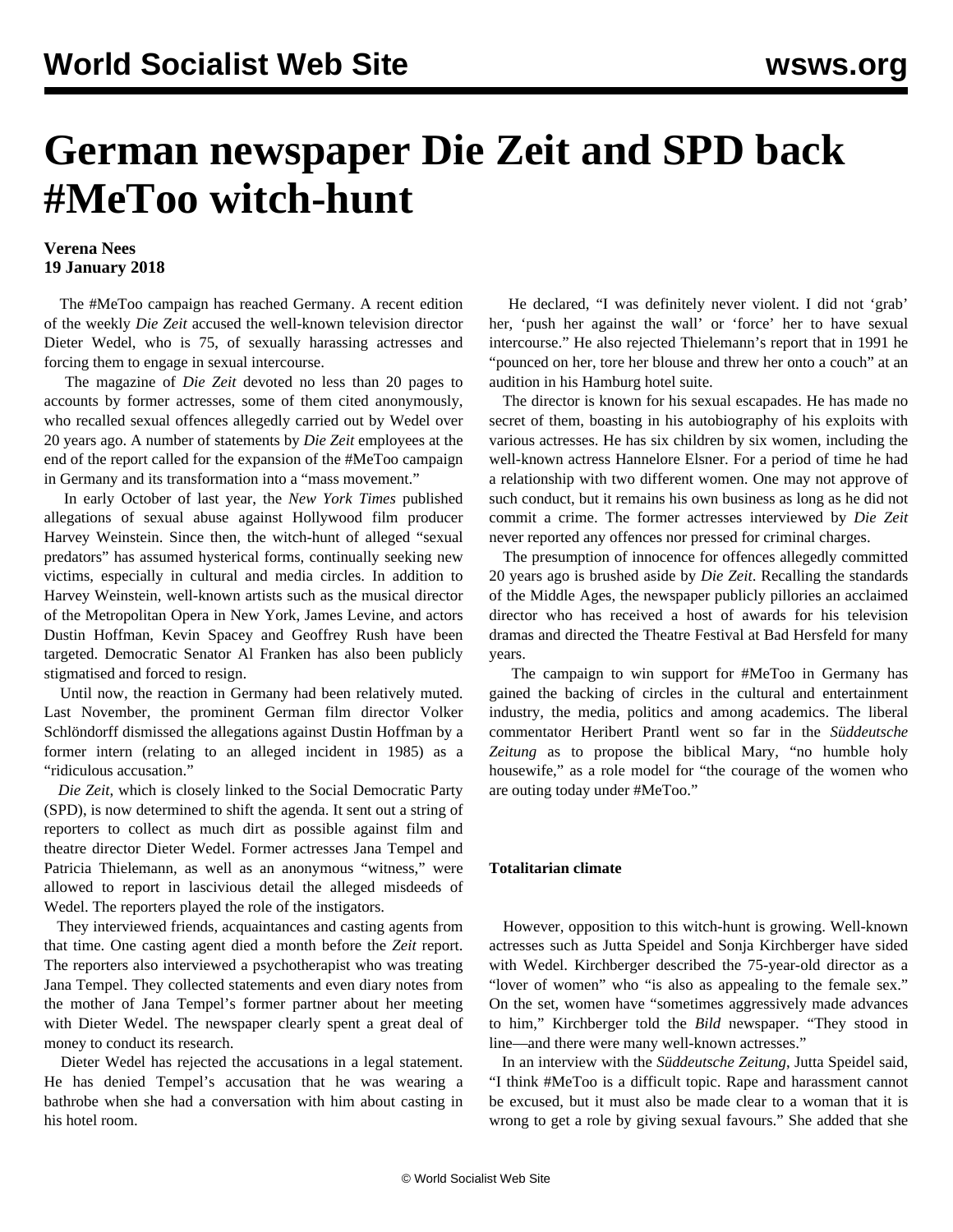# German newspaper Die Zeit and SPD back #MeToo witch-hunt

**Verena Nees**
**19 January 2018**

The #MeToo campaign has reached Germany. A recent edition of the weekly *Die Zeit* accused the well-known television director Dieter Wedel, who is 75, of sexually harassing actresses and forcing them to engage in sexual intercourse.

The magazine of *Die Zeit* devoted no less than 20 pages to accounts by former actresses, some of them cited anonymously, who recalled sexual offences allegedly carried out by Wedel over 20 years ago. A number of statements by *Die Zeit* employees at the end of the report called for the expansion of the #MeToo campaign in Germany and its transformation into a "mass movement."

In early October of last year, the *New York Times* published allegations of sexual abuse against Hollywood film producer Harvey Weinstein. Since then, the witch-hunt of alleged "sexual predators" has assumed hysterical forms, continually seeking new victims, especially in cultural and media circles. In addition to Harvey Weinstein, well-known artists such as the musical director of the Metropolitan Opera in New York, James Levine, and actors Dustin Hoffman, Kevin Spacey and Geoffrey Rush have been targeted. Democratic Senator Al Franken has also been publicly stigmatised and forced to resign.

Until now, the reaction in Germany had been relatively muted. Last November, the prominent German film director Volker Schlöndorff dismissed the allegations against Dustin Hoffman by a former intern (relating to an alleged incident in 1985) as a "ridiculous accusation."

*Die Zeit*, which is closely linked to the Social Democratic Party (SPD), is now determined to shift the agenda. It sent out a string of reporters to collect as much dirt as possible against film and theatre director Dieter Wedel. Former actresses Jana Tempel and Patricia Thielemann, as well as an anonymous "witness," were allowed to report in lascivious detail the alleged misdeeds of Wedel. The reporters played the role of the instigators.

They interviewed friends, acquaintances and casting agents from that time. One casting agent died a month before the *Zeit* report. The reporters also interviewed a psychotherapist who was treating Jana Tempel. They collected statements and even diary notes from the mother of Jana Tempel's former partner about her meeting with Dieter Wedel. The newspaper clearly spent a great deal of money to conduct its research.

Dieter Wedel has rejected the accusations in a legal statement. He has denied Tempel's accusation that he was wearing a bathrobe when she had a conversation with him about casting in his hotel room.

He declared, "I was definitely never violent. I did not 'grab' her, 'push her against the wall' or 'force' her to have sexual intercourse." He also rejected Thielemann's report that in 1991 he "pounced on her, tore her blouse and threw her onto a couch" at an audition in his Hamburg hotel suite.

The director is known for his sexual escapades. He has made no secret of them, boasting in his autobiography of his exploits with various actresses. He has six children by six women, including the well-known actress Hannelore Elsner. For a period of time he had a relationship with two different women. One may not approve of such conduct, but it remains his own business as long as he did not commit a crime. The former actresses interviewed by *Die Zeit* never reported any offences nor pressed for criminal charges.

The presumption of innocence for offences allegedly committed 20 years ago is brushed aside by *Die Zeit*. Recalling the standards of the Middle Ages, the newspaper publicly pillories an acclaimed director who has received a host of awards for his television dramas and directed the Theatre Festival at Bad Hersfeld for many years.

The campaign to win support for #MeToo in Germany has gained the backing of circles in the cultural and entertainment industry, the media, politics and among academics. The liberal commentator Heribert Prantl went so far in the *Süddeutsche Zeitung* as to propose the biblical Mary, "no humble holy housewife," as a role model for "the courage of the women who are outing today under #MeToo."

### Totalitarian climate

However, opposition to this witch-hunt is growing. Well-known actresses such as Jutta Speidel and Sonja Kirchberger have sided with Wedel. Kirchberger described the 75-year-old director as a "lover of women" who "is also as appealing to the female sex." On the set, women have "sometimes aggressively made advances to him," Kirchberger told the *Bild* newspaper. "They stood in line—and there were many well-known actresses."

In an interview with the *Süddeutsche Zeitung*, Jutta Speidel said, "I think #MeToo is a difficult topic. Rape and harassment cannot be excused, but it must also be made clear to a woman that it is wrong to get a role by giving sexual favours." She added that she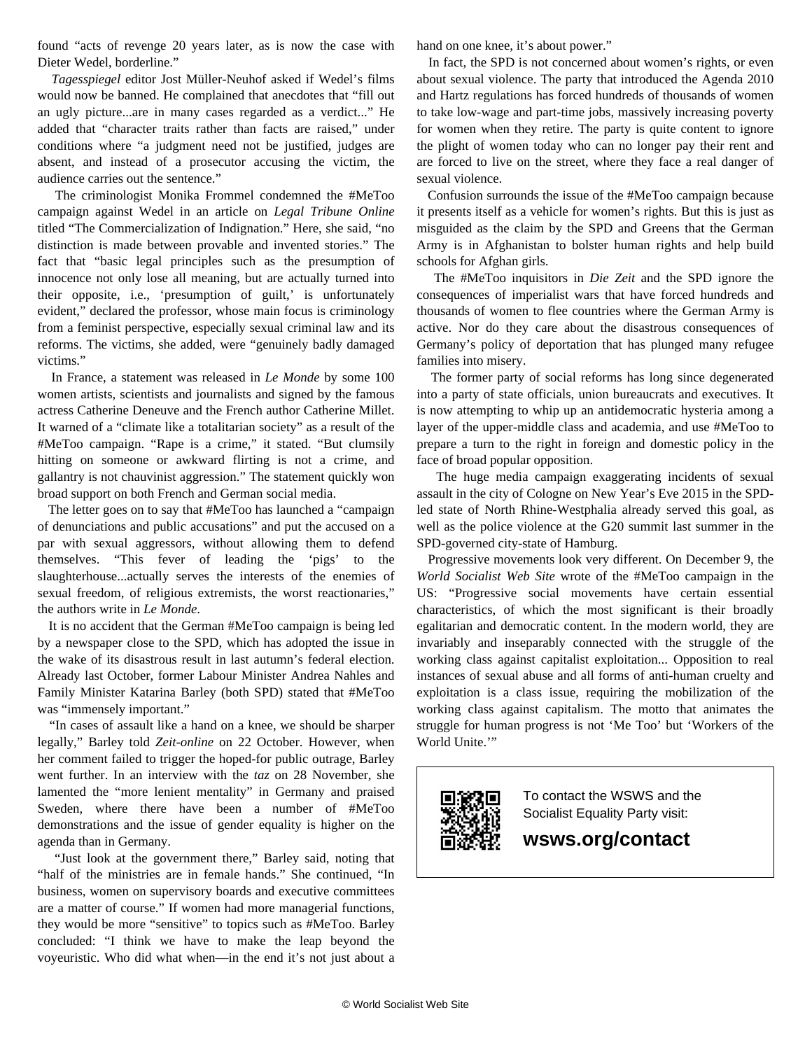found "acts of revenge 20 years later, as is now the case with Dieter Wedel, borderline."

*Tagesspiegel* editor Jost Müller-Neuhof asked if Wedel's films would now be banned. He complained that anecdotes that "fill out an ugly picture...are in many cases regarded as a verdict..." He added that "character traits rather than facts are raised," under conditions where "a judgment need not be justified, judges are absent, and instead of a prosecutor accusing the victim, the audience carries out the sentence."

The criminologist Monika Frommel condemned the #MeToo campaign against Wedel in an article on *Legal Tribune Online* titled "The Commercialization of Indignation." Here, she said, "no distinction is made between provable and invented stories." The fact that "basic legal principles such as the presumption of innocence not only lose all meaning, but are actually turned into their opposite, i.e., 'presumption of guilt,' is unfortunately evident," declared the professor, whose main focus is criminology from a feminist perspective, especially sexual criminal law and its reforms. The victims, she added, were "genuinely badly damaged victims."

In France, a statement was released in *Le Monde* by some 100 women artists, scientists and journalists and signed by the famous actress Catherine Deneuve and the French author Catherine Millet. It warned of a "climate like a totalitarian society" as a result of the #MeToo campaign. "Rape is a crime," it stated. "But clumsily hitting on someone or awkward flirting is not a crime, and gallantry is not chauvinist aggression." The statement quickly won broad support on both French and German social media.

The letter goes on to say that #MeToo has launched a "campaign of denunciations and public accusations" and put the accused on a par with sexual aggressors, without allowing them to defend themselves. "This fever of leading the 'pigs' to the slaughterhouse...actually serves the interests of the enemies of sexual freedom, of religious extremists, the worst reactionaries," the authors write in *Le Monde*.

It is no accident that the German #MeToo campaign is being led by a newspaper close to the SPD, which has adopted the issue in the wake of its disastrous result in last autumn's federal election. Already last October, former Labour Minister Andrea Nahles and Family Minister Katarina Barley (both SPD) stated that #MeToo was "immensely important."

"In cases of assault like a hand on a knee, we should be sharper legally," Barley told *Zeit-online* on 22 October. However, when her comment failed to trigger the hoped-for public outrage, Barley went further. In an interview with the *taz* on 28 November, she lamented the "more lenient mentality" in Germany and praised Sweden, where there have been a number of #MeToo demonstrations and the issue of gender equality is higher on the agenda than in Germany.

"Just look at the government there," Barley said, noting that "half of the ministries are in female hands." She continued, "In business, women on supervisory boards and executive committees are a matter of course." If women had more managerial functions, they would be more "sensitive" to topics such as #MeToo. Barley concluded: "I think we have to make the leap beyond the voyeuristic. Who did what when—in the end it's not just about a hand on one knee, it's about power."

In fact, the SPD is not concerned about women's rights, or even about sexual violence. The party that introduced the Agenda 2010 and Hartz regulations has forced hundreds of thousands of women to take low-wage and part-time jobs, massively increasing poverty for women when they retire. The party is quite content to ignore the plight of women today who can no longer pay their rent and are forced to live on the street, where they face a real danger of sexual violence.

Confusion surrounds the issue of the #MeToo campaign because it presents itself as a vehicle for women's rights. But this is just as misguided as the claim by the SPD and Greens that the German Army is in Afghanistan to bolster human rights and help build schools for Afghan girls.

The #MeToo inquisitors in *Die Zeit* and the SPD ignore the consequences of imperialist wars that have forced hundreds and thousands of women to flee countries where the German Army is active. Nor do they care about the disastrous consequences of Germany's policy of deportation that has plunged many refugee families into misery.

The former party of social reforms has long since degenerated into a party of state officials, union bureaucrats and executives. It is now attempting to whip up an antidemocratic hysteria among a layer of the upper-middle class and academia, and use #MeToo to prepare a turn to the right in foreign and domestic policy in the face of broad popular opposition.

The huge media campaign exaggerating incidents of sexual assault in the city of Cologne on New Year's Eve 2015 in the SPD-led state of North Rhine-Westphalia already served this goal, as well as the police violence at the G20 summit last summer in the SPD-governed city-state of Hamburg.

Progressive movements look very different. On December 9, the *World Socialist Web Site* wrote of the #MeToo campaign in the US: "Progressive social movements have certain essential characteristics, of which the most significant is their broadly egalitarian and democratic content. In the modern world, they are invariably and inseparably connected with the struggle of the working class against capitalist exploitation... Opposition to real instances of sexual abuse and all forms of anti-human cruelty and exploitation is a class issue, requiring the mobilization of the working class against capitalism. The motto that animates the struggle for human progress is not 'Me Too' but 'Workers of the World Unite.'"

To contact the WSWS and the Socialist Equality Party visit:

**wsws.org/contact**